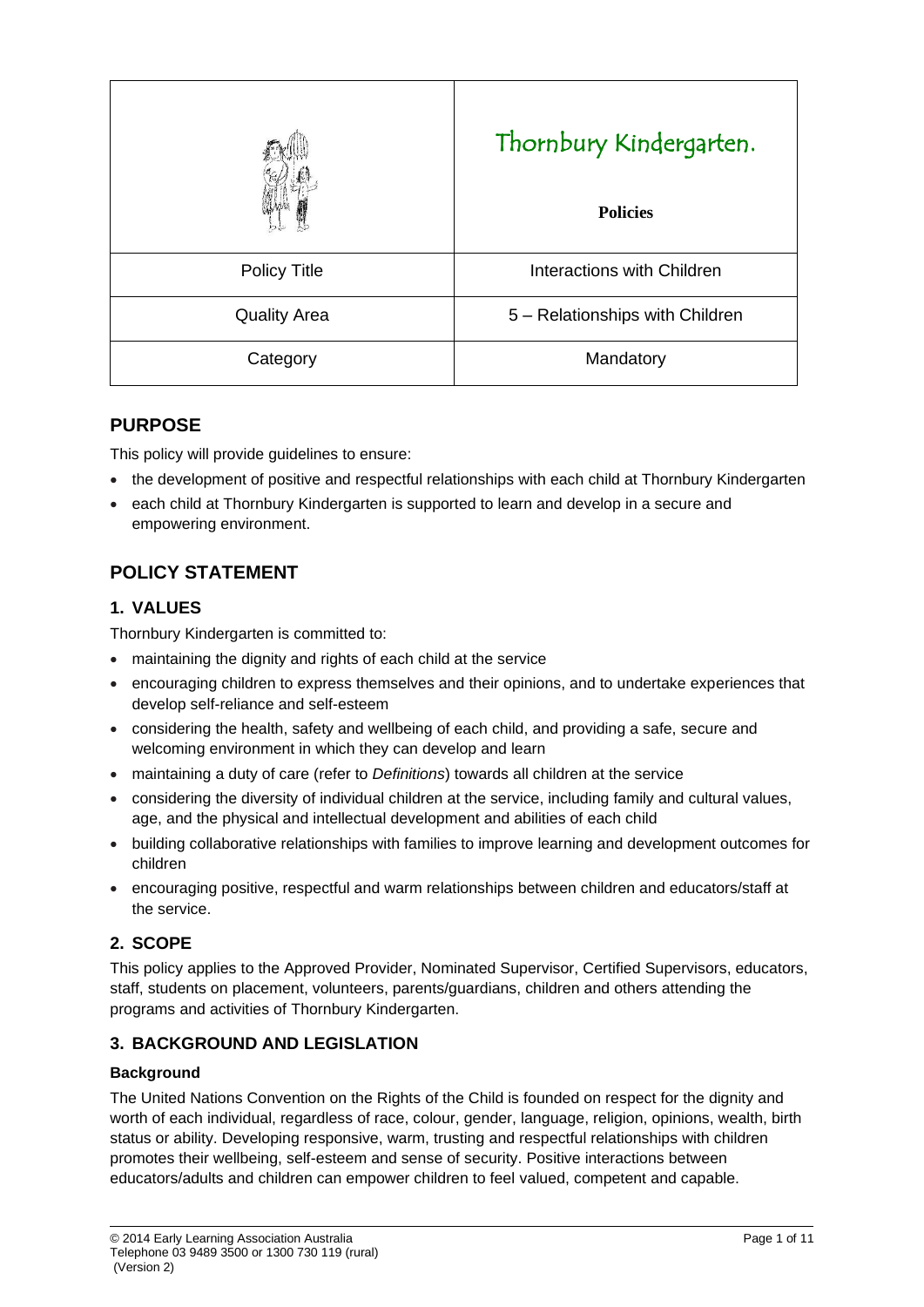| | Thornbury Kindergarten. Policies |
|---|---|
| Policy Title | Interactions with Children |
| Quality Area | 5 – Relationships with Children |
| Category | Mandatory |

## PURPOSE

This policy will provide guidelines to ensure:

- the development of positive and respectful relationships with each child at Thornbury Kindergarten
- each child at Thornbury Kindergarten is supported to learn and develop in a secure and empowering environment.

## POLICY STATEMENT

### 1. VALUES

Thornbury Kindergarten is committed to:

- maintaining the dignity and rights of each child at the service
- encouraging children to express themselves and their opinions, and to undertake experiences that develop self-reliance and self-esteem
- considering the health, safety and wellbeing of each child, and providing a safe, secure and welcoming environment in which they can develop and learn
- maintaining a duty of care (refer to *Definitions*) towards all children at the service
- considering the diversity of individual children at the service, including family and cultural values, age, and the physical and intellectual development and abilities of each child
- building collaborative relationships with families to improve learning and development outcomes for children
- encouraging positive, respectful and warm relationships between children and educators/staff at the service.

### 2. SCOPE

This policy applies to the Approved Provider, Nominated Supervisor, Certified Supervisors, educators, staff, students on placement, volunteers, parents/guardians, children and others attending the programs and activities of Thornbury Kindergarten.

### 3. BACKGROUND AND LEGISLATION

#### Background

The United Nations Convention on the Rights of the Child is founded on respect for the dignity and worth of each individual, regardless of race, colour, gender, language, religion, opinions, wealth, birth status or ability. Developing responsive, warm, trusting and respectful relationships with children promotes their wellbeing, self-esteem and sense of security. Positive interactions between educators/adults and children can empower children to feel valued, competent and capable.

© 2014 Early Learning Association Australia
Telephone 03 9489 3500 or 1300 730 119 (rural)
(Version 2)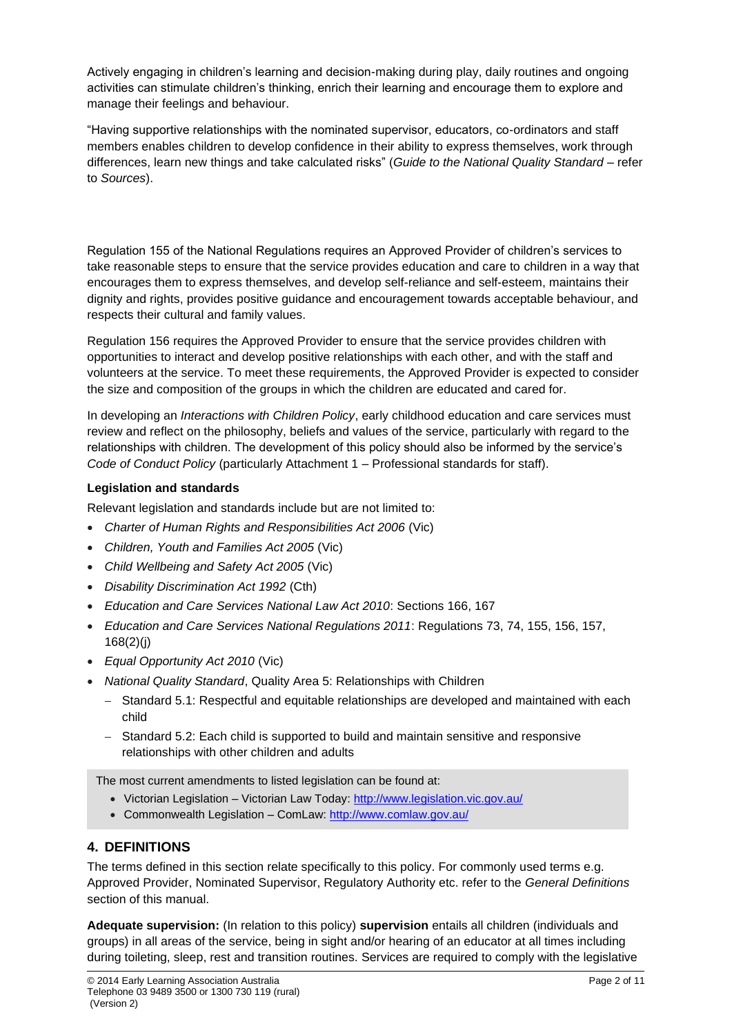Actively engaging in children's learning and decision-making during play, daily routines and ongoing activities can stimulate children's thinking, enrich their learning and encourage them to explore and manage their feelings and behaviour.

"Having supportive relationships with the nominated supervisor, educators, co-ordinators and staff members enables children to develop confidence in their ability to express themselves, work through differences, learn new things and take calculated risks" (*Guide to the National Quality Standard* – refer to *Sources*).

Regulation 155 of the National Regulations requires an Approved Provider of children's services to take reasonable steps to ensure that the service provides education and care to children in a way that encourages them to express themselves, and develop self-reliance and self-esteem, maintains their dignity and rights, provides positive guidance and encouragement towards acceptable behaviour, and respects their cultural and family values.

Regulation 156 requires the Approved Provider to ensure that the service provides children with opportunities to interact and develop positive relationships with each other, and with the staff and volunteers at the service. To meet these requirements, the Approved Provider is expected to consider the size and composition of the groups in which the children are educated and cared for.

In developing an *Interactions with Children Policy*, early childhood education and care services must review and reflect on the philosophy, beliefs and values of the service, particularly with regard to the relationships with children. The development of this policy should also be informed by the service's *Code of Conduct Policy* (particularly Attachment 1 – Professional standards for staff).

**Legislation and standards**

Relevant legislation and standards include but are not limited to:

- *Charter of Human Rights and Responsibilities Act 2006* (Vic)
- *Children, Youth and Families Act 2005* (Vic)
- *Child Wellbeing and Safety Act 2005* (Vic)
- *Disability Discrimination Act 1992* (Cth)
- *Education and Care Services National Law Act 2010*: Sections 166, 167
- *Education and Care Services National Regulations 2011*: Regulations 73, 74, 155, 156, 157, 168(2)(j)
- *Equal Opportunity Act 2010* (Vic)
- *National Quality Standard*, Quality Area 5: Relationships with Children
  - Standard 5.1: Respectful and equitable relationships are developed and maintained with each child
  - Standard 5.2: Each child is supported to build and maintain sensitive and responsive relationships with other children and adults

The most current amendments to listed legislation can be found at:

- Victorian Legislation – Victorian Law Today: http://www.legislation.vic.gov.au/
- Commonwealth Legislation – ComLaw: http://www.comlaw.gov.au/

## 4. DEFINITIONS

The terms defined in this section relate specifically to this policy. For commonly used terms e.g. Approved Provider, Nominated Supervisor, Regulatory Authority etc. refer to the *General Definitions* section of this manual.

**Adequate supervision:** (In relation to this policy) **supervision** entails all children (individuals and groups) in all areas of the service, being in sight and/or hearing of an educator at all times including during toileting, sleep, rest and transition routines. Services are required to comply with the legislative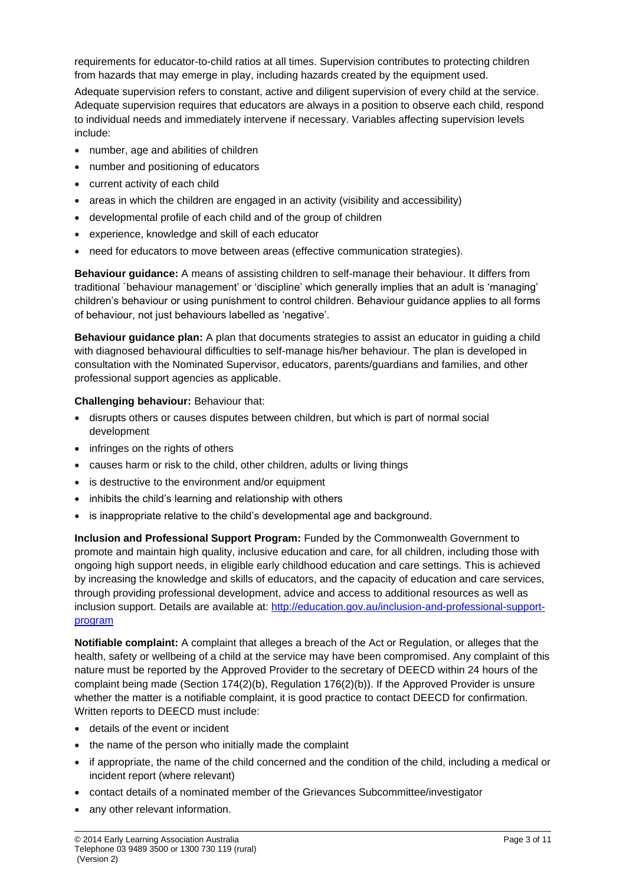requirements for educator-to-child ratios at all times. Supervision contributes to protecting children from hazards that may emerge in play, including hazards created by the equipment used.

Adequate supervision refers to constant, active and diligent supervision of every child at the service. Adequate supervision requires that educators are always in a position to observe each child, respond to individual needs and immediately intervene if necessary. Variables affecting supervision levels include:

- number, age and abilities of children
- number and positioning of educators
- current activity of each child
- areas in which the children are engaged in an activity (visibility and accessibility)
- developmental profile of each child and of the group of children
- experience, knowledge and skill of each educator
- need for educators to move between areas (effective communication strategies).

**Behaviour guidance:** A means of assisting children to self-manage their behaviour. It differs from traditional `behaviour management' or 'discipline' which generally implies that an adult is 'managing' children's behaviour or using punishment to control children. Behaviour guidance applies to all forms of behaviour, not just behaviours labelled as 'negative'.

**Behaviour guidance plan:** A plan that documents strategies to assist an educator in guiding a child with diagnosed behavioural difficulties to self-manage his/her behaviour. The plan is developed in consultation with the Nominated Supervisor, educators, parents/guardians and families, and other professional support agencies as applicable.

**Challenging behaviour:** Behaviour that:

- disrupts others or causes disputes between children, but which is part of normal social development
- infringes on the rights of others
- causes harm or risk to the child, other children, adults or living things
- is destructive to the environment and/or equipment
- inhibits the child's learning and relationship with others
- is inappropriate relative to the child's developmental age and background.

**Inclusion and Professional Support Program:** Funded by the Commonwealth Government to promote and maintain high quality, inclusive education and care, for all children, including those with ongoing high support needs, in eligible early childhood education and care settings. This is achieved by increasing the knowledge and skills of educators, and the capacity of education and care services, through providing professional development, advice and access to additional resources as well as inclusion support. Details are available at: [http://education.gov.au/inclusion-and-professional-support-program](http://education.gov.au/inclusion-and-professional-support-program)

**Notifiable complaint:** A complaint that alleges a breach of the Act or Regulation, or alleges that the health, safety or wellbeing of a child at the service may have been compromised. Any complaint of this nature must be reported by the Approved Provider to the secretary of DEECD within 24 hours of the complaint being made (Section 174(2)(b), Regulation 176(2)(b)). If the Approved Provider is unsure whether the matter is a notifiable complaint, it is good practice to contact DEECD for confirmation. Written reports to DEECD must include:

- details of the event or incident
- the name of the person who initially made the complaint
- if appropriate, the name of the child concerned and the condition of the child, including a medical or incident report (where relevant)
- contact details of a nominated member of the Grievances Subcommittee/investigator
- any other relevant information.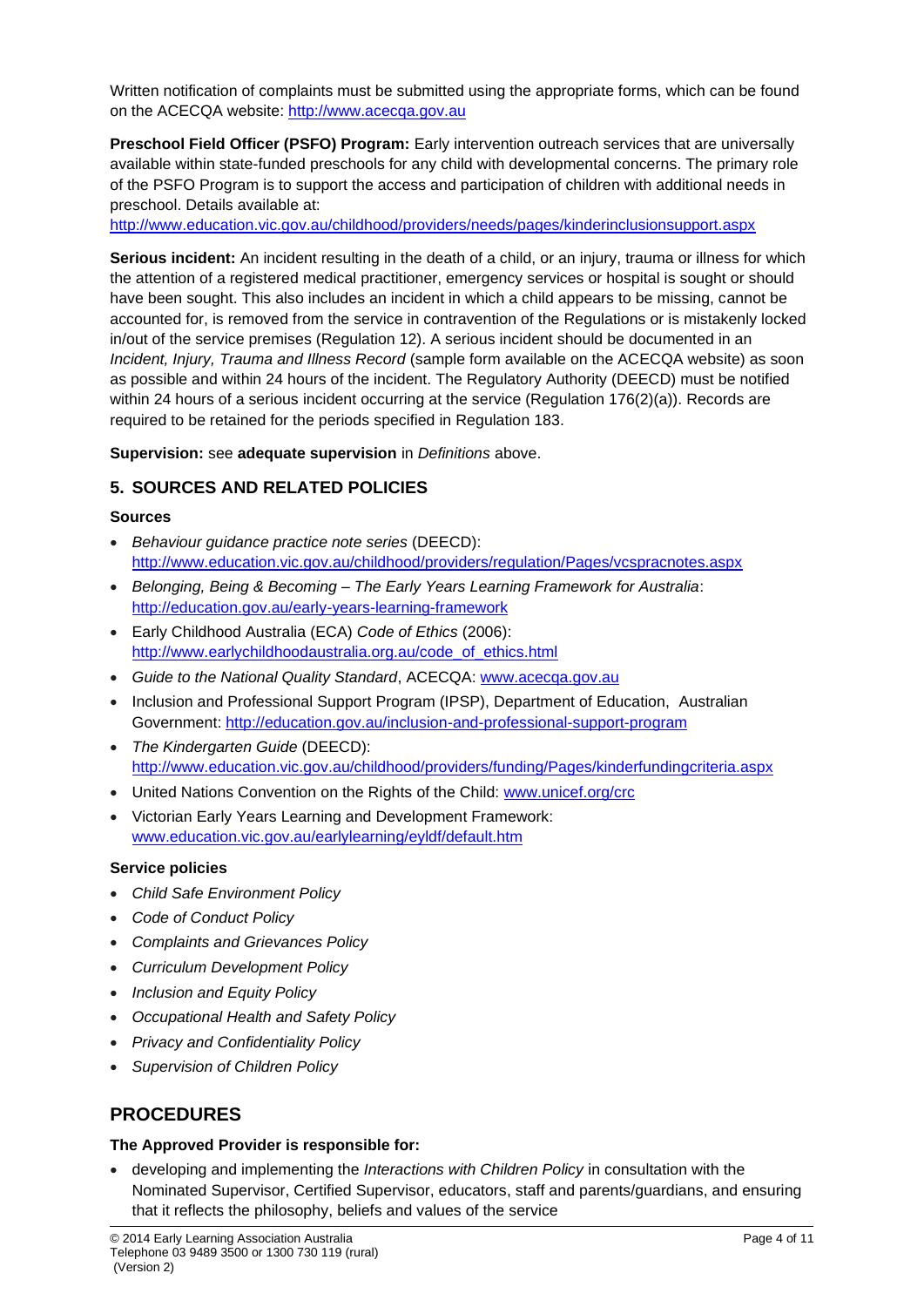Written notification of complaints must be submitted using the appropriate forms, which can be found on the ACECQA website: http://www.acecqa.gov.au

**Preschool Field Officer (PSFO) Program:** Early intervention outreach services that are universally available within state-funded preschools for any child with developmental concerns. The primary role of the PSFO Program is to support the access and participation of children with additional needs in preschool. Details available at: http://www.education.vic.gov.au/childhood/providers/needs/pages/kinderinclusionsupport.aspx

**Serious incident:** An incident resulting in the death of a child, or an injury, trauma or illness for which the attention of a registered medical practitioner, emergency services or hospital is sought or should have been sought. This also includes an incident in which a child appears to be missing, cannot be accounted for, is removed from the service in contravention of the Regulations or is mistakenly locked in/out of the service premises (Regulation 12). A serious incident should be documented in an *Incident, Injury, Trauma and Illness Record* (sample form available on the ACECQA website) as soon as possible and within 24 hours of the incident. The Regulatory Authority (DEECD) must be notified within 24 hours of a serious incident occurring at the service (Regulation 176(2)(a)). Records are required to be retained for the periods specified in Regulation 183.

**Supervision:** see **adequate supervision** in *Definitions* above.

## 5. SOURCES AND RELATED POLICIES

### Sources

- *Behaviour guidance practice note series* (DEECD): http://www.education.vic.gov.au/childhood/providers/regulation/Pages/vcspracnotes.aspx
- *Belonging, Being & Becoming – The Early Years Learning Framework for Australia*: http://education.gov.au/early-years-learning-framework
- Early Childhood Australia (ECA) *Code of Ethics* (2006): http://www.earlychildhoodaustralia.org.au/code_of_ethics.html
- *Guide to the National Quality Standard*, ACECQA: www.acecqa.gov.au
- Inclusion and Professional Support Program (IPSP), Department of Education, Australian Government: http://education.gov.au/inclusion-and-professional-support-program
- *The Kindergarten Guide* (DEECD): http://www.education.vic.gov.au/childhood/providers/funding/Pages/kinderfundingcriteria.aspx
- United Nations Convention on the Rights of the Child: www.unicef.org/crc
- Victorian Early Years Learning and Development Framework: www.education.vic.gov.au/earlylearning/eyldf/default.htm

### Service policies

- *Child Safe Environment Policy*
- *Code of Conduct Policy*
- *Complaints and Grievances Policy*
- *Curriculum Development Policy*
- *Inclusion and Equity Policy*
- *Occupational Health and Safety Policy*
- *Privacy and Confidentiality Policy*
- *Supervision of Children Policy*

# PROCEDURES

### The Approved Provider is responsible for:

- developing and implementing the *Interactions with Children Policy* in consultation with the Nominated Supervisor, Certified Supervisor, educators, staff and parents/guardians, and ensuring that it reflects the philosophy, beliefs and values of the service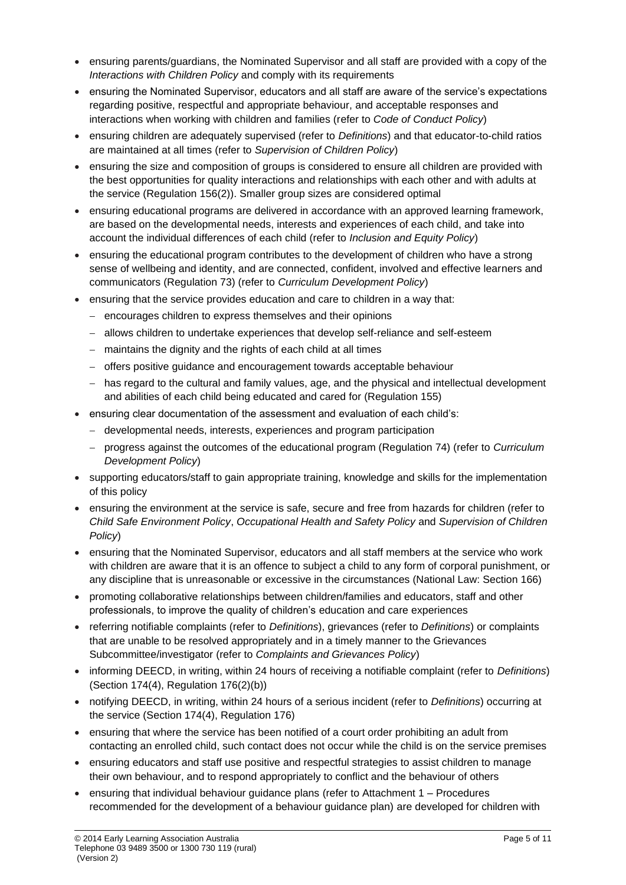- ensuring parents/guardians, the Nominated Supervisor and all staff are provided with a copy of the *Interactions with Children Policy* and comply with its requirements
- ensuring the Nominated Supervisor, educators and all staff are aware of the service's expectations regarding positive, respectful and appropriate behaviour, and acceptable responses and interactions when working with children and families (refer to *Code of Conduct Policy*)
- ensuring children are adequately supervised (refer to *Definitions*) and that educator-to-child ratios are maintained at all times (refer to *Supervision of Children Policy*)
- ensuring the size and composition of groups is considered to ensure all children are provided with the best opportunities for quality interactions and relationships with each other and with adults at the service (Regulation 156(2)). Smaller group sizes are considered optimal
- ensuring educational programs are delivered in accordance with an approved learning framework, are based on the developmental needs, interests and experiences of each child, and take into account the individual differences of each child (refer to *Inclusion and Equity Policy*)
- ensuring the educational program contributes to the development of children who have a strong sense of wellbeing and identity, and are connected, confident, involved and effective learners and communicators (Regulation 73) (refer to *Curriculum Development Policy*)
- ensuring that the service provides education and care to children in a way that:
  - encourages children to express themselves and their opinions
  - allows children to undertake experiences that develop self-reliance and self-esteem
  - maintains the dignity and the rights of each child at all times
  - offers positive guidance and encouragement towards acceptable behaviour
  - has regard to the cultural and family values, age, and the physical and intellectual development and abilities of each child being educated and cared for (Regulation 155)
- ensuring clear documentation of the assessment and evaluation of each child's:
  - developmental needs, interests, experiences and program participation
  - progress against the outcomes of the educational program (Regulation 74) (refer to *Curriculum Development Policy*)
- supporting educators/staff to gain appropriate training, knowledge and skills for the implementation of this policy
- ensuring the environment at the service is safe, secure and free from hazards for children (refer to *Child Safe Environment Policy*, *Occupational Health and Safety Policy* and *Supervision of Children Policy*)
- ensuring that the Nominated Supervisor, educators and all staff members at the service who work with children are aware that it is an offence to subject a child to any form of corporal punishment, or any discipline that is unreasonable or excessive in the circumstances (National Law: Section 166)
- promoting collaborative relationships between children/families and educators, staff and other professionals, to improve the quality of children's education and care experiences
- referring notifiable complaints (refer to *Definitions*), grievances (refer to *Definitions*) or complaints that are unable to be resolved appropriately and in a timely manner to the Grievances Subcommittee/investigator (refer to *Complaints and Grievances Policy*)
- informing DEECD, in writing, within 24 hours of receiving a notifiable complaint (refer to *Definitions*) (Section 174(4), Regulation 176(2)(b))
- notifying DEECD, in writing, within 24 hours of a serious incident (refer to *Definitions*) occurring at the service (Section 174(4), Regulation 176)
- ensuring that where the service has been notified of a court order prohibiting an adult from contacting an enrolled child, such contact does not occur while the child is on the service premises
- ensuring educators and staff use positive and respectful strategies to assist children to manage their own behaviour, and to respond appropriately to conflict and the behaviour of others
- ensuring that individual behaviour guidance plans (refer to Attachment 1 – Procedures recommended for the development of a behaviour guidance plan) are developed for children with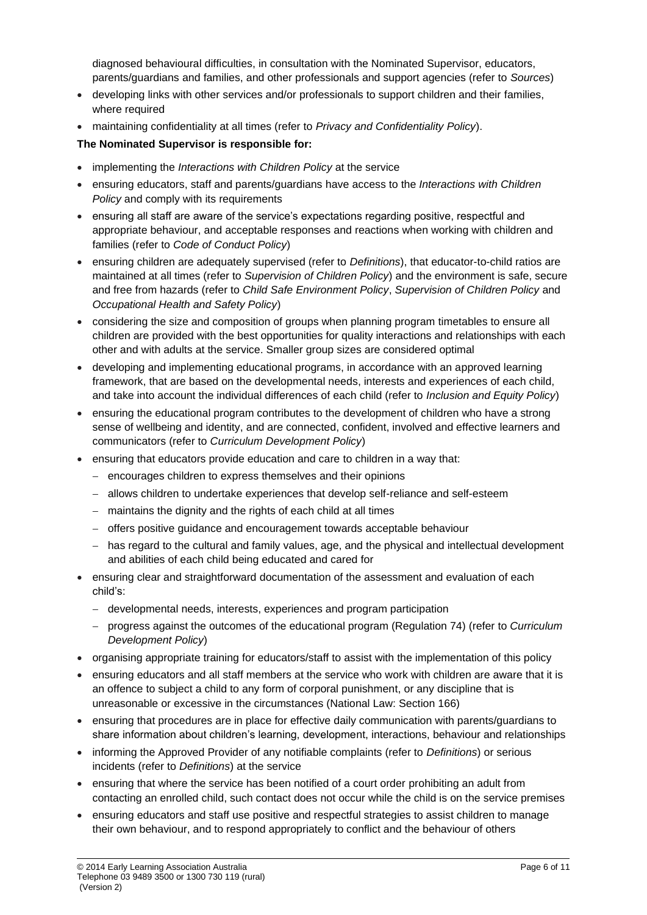diagnosed behavioural difficulties, in consultation with the Nominated Supervisor, educators, parents/guardians and families, and other professionals and support agencies (refer to *Sources*)

- developing links with other services and/or professionals to support children and their families, where required
- maintaining confidentiality at all times (refer to *Privacy and Confidentiality Policy*).

**The Nominated Supervisor is responsible for:**

- implementing the *Interactions with Children Policy* at the service
- ensuring educators, staff and parents/guardians have access to the *Interactions with Children Policy* and comply with its requirements
- ensuring all staff are aware of the service's expectations regarding positive, respectful and appropriate behaviour, and acceptable responses and reactions when working with children and families (refer to *Code of Conduct Policy*)
- ensuring children are adequately supervised (refer to *Definitions*), that educator-to-child ratios are maintained at all times (refer to *Supervision of Children Policy*) and the environment is safe, secure and free from hazards (refer to *Child Safe Environment Policy*, *Supervision of Children Policy* and *Occupational Health and Safety Policy*)
- considering the size and composition of groups when planning program timetables to ensure all children are provided with the best opportunities for quality interactions and relationships with each other and with adults at the service. Smaller group sizes are considered optimal
- developing and implementing educational programs, in accordance with an approved learning framework, that are based on the developmental needs, interests and experiences of each child, and take into account the individual differences of each child (refer to *Inclusion and Equity Policy*)
- ensuring the educational program contributes to the development of children who have a strong sense of wellbeing and identity, and are connected, confident, involved and effective learners and communicators (refer to *Curriculum Development Policy*)
- ensuring that educators provide education and care to children in a way that:
  - encourages children to express themselves and their opinions
  - allows children to undertake experiences that develop self-reliance and self-esteem
  - maintains the dignity and the rights of each child at all times
  - offers positive guidance and encouragement towards acceptable behaviour
  - has regard to the cultural and family values, age, and the physical and intellectual development and abilities of each child being educated and cared for
- ensuring clear and straightforward documentation of the assessment and evaluation of each child's:
  - developmental needs, interests, experiences and program participation
  - progress against the outcomes of the educational program (Regulation 74) (refer to *Curriculum Development Policy*)
- organising appropriate training for educators/staff to assist with the implementation of this policy
- ensuring educators and all staff members at the service who work with children are aware that it is an offence to subject a child to any form of corporal punishment, or any discipline that is unreasonable or excessive in the circumstances (National Law: Section 166)
- ensuring that procedures are in place for effective daily communication with parents/guardians to share information about children's learning, development, interactions, behaviour and relationships
- informing the Approved Provider of any notifiable complaints (refer to *Definitions*) or serious incidents (refer to *Definitions*) at the service
- ensuring that where the service has been notified of a court order prohibiting an adult from contacting an enrolled child, such contact does not occur while the child is on the service premises
- ensuring educators and staff use positive and respectful strategies to assist children to manage their own behaviour, and to respond appropriately to conflict and the behaviour of others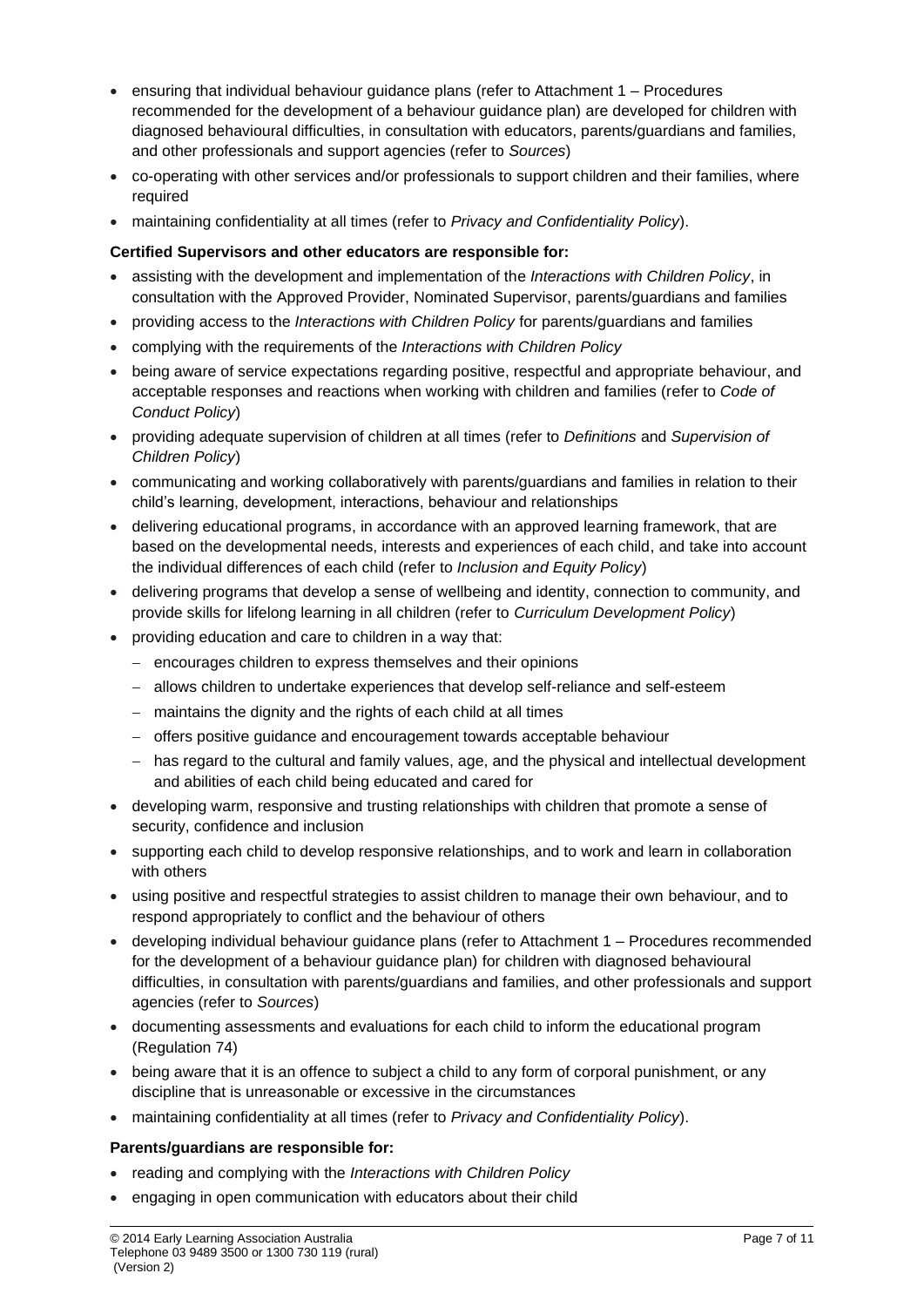- ensuring that individual behaviour guidance plans (refer to Attachment 1 – Procedures recommended for the development of a behaviour guidance plan) are developed for children with diagnosed behavioural difficulties, in consultation with educators, parents/guardians and families, and other professionals and support agencies (refer to *Sources*)
- co-operating with other services and/or professionals to support children and their families, where required
- maintaining confidentiality at all times (refer to *Privacy and Confidentiality Policy*).

**Certified Supervisors and other educators are responsible for:**

- assisting with the development and implementation of the *Interactions with Children Policy*, in consultation with the Approved Provider, Nominated Supervisor, parents/guardians and families
- providing access to the *Interactions with Children Policy* for parents/guardians and families
- complying with the requirements of the *Interactions with Children Policy*
- being aware of service expectations regarding positive, respectful and appropriate behaviour, and acceptable responses and reactions when working with children and families (refer to *Code of Conduct Policy*)
- providing adequate supervision of children at all times (refer to *Definitions* and *Supervision of Children Policy*)
- communicating and working collaboratively with parents/guardians and families in relation to their child's learning, development, interactions, behaviour and relationships
- delivering educational programs, in accordance with an approved learning framework, that are based on the developmental needs, interests and experiences of each child, and take into account the individual differences of each child (refer to *Inclusion and Equity Policy*)
- delivering programs that develop a sense of wellbeing and identity, connection to community, and provide skills for lifelong learning in all children (refer to *Curriculum Development Policy*)
- providing education and care to children in a way that:
  - encourages children to express themselves and their opinions
  - allows children to undertake experiences that develop self-reliance and self-esteem
  - maintains the dignity and the rights of each child at all times
  - offers positive guidance and encouragement towards acceptable behaviour
  - has regard to the cultural and family values, age, and the physical and intellectual development and abilities of each child being educated and cared for
- developing warm, responsive and trusting relationships with children that promote a sense of security, confidence and inclusion
- supporting each child to develop responsive relationships, and to work and learn in collaboration with others
- using positive and respectful strategies to assist children to manage their own behaviour, and to respond appropriately to conflict and the behaviour of others
- developing individual behaviour guidance plans (refer to Attachment 1 – Procedures recommended for the development of a behaviour guidance plan) for children with diagnosed behavioural difficulties, in consultation with parents/guardians and families, and other professionals and support agencies (refer to *Sources*)
- documenting assessments and evaluations for each child to inform the educational program (Regulation 74)
- being aware that it is an offence to subject a child to any form of corporal punishment, or any discipline that is unreasonable or excessive in the circumstances
- maintaining confidentiality at all times (refer to *Privacy and Confidentiality Policy*).

**Parents/guardians are responsible for:**

- reading and complying with the *Interactions with Children Policy*
- engaging in open communication with educators about their child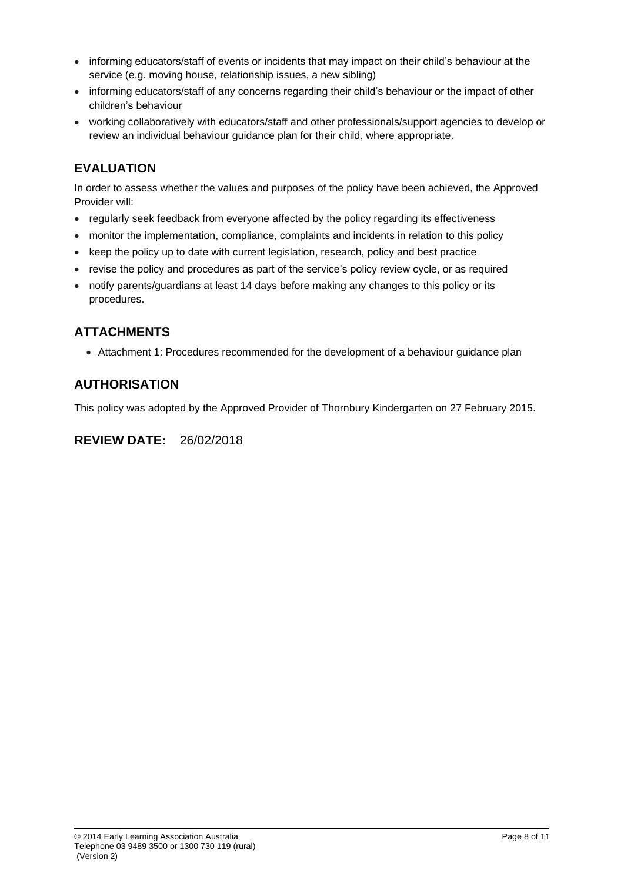- informing educators/staff of events or incidents that may impact on their child's behaviour at the service (e.g. moving house, relationship issues, a new sibling)
- informing educators/staff of any concerns regarding their child's behaviour or the impact of other children's behaviour
- working collaboratively with educators/staff and other professionals/support agencies to develop or review an individual behaviour guidance plan for their child, where appropriate.

## EVALUATION

In order to assess whether the values and purposes of the policy have been achieved, the Approved Provider will:

- regularly seek feedback from everyone affected by the policy regarding its effectiveness
- monitor the implementation, compliance, complaints and incidents in relation to this policy
- keep the policy up to date with current legislation, research, policy and best practice
- revise the policy and procedures as part of the service's policy review cycle, or as required
- notify parents/guardians at least 14 days before making any changes to this policy or its procedures.

## ATTACHMENTS

- Attachment 1: Procedures recommended for the development of a behaviour guidance plan

## AUTHORISATION

This policy was adopted by the Approved Provider of Thornbury Kindergarten on 27 February 2015.

## REVIEW DATE: 26/02/2018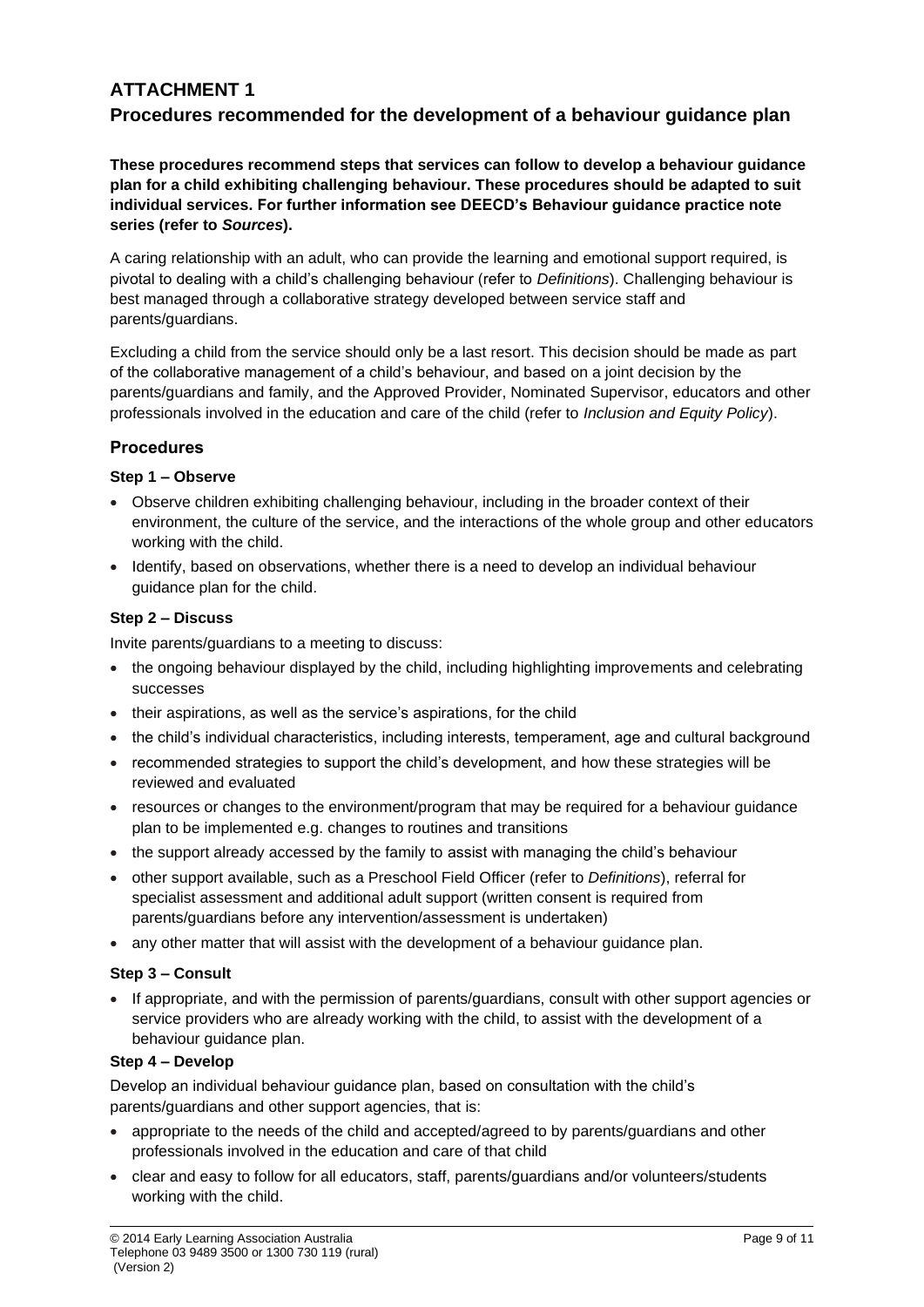# ATTACHMENT 1

## Procedures recommended for the development of a behaviour guidance plan

**These procedures recommend steps that services can follow to develop a behaviour guidance plan for a child exhibiting challenging behaviour. These procedures should be adapted to suit individual services. For further information see DEECD's Behaviour guidance practice note series (refer to *Sources*).**

A caring relationship with an adult, who can provide the learning and emotional support required, is pivotal to dealing with a child's challenging behaviour (refer to *Definitions*). Challenging behaviour is best managed through a collaborative strategy developed between service staff and parents/guardians.

Excluding a child from the service should only be a last resort. This decision should be made as part of the collaborative management of a child's behaviour, and based on a joint decision by the parents/guardians and family, and the Approved Provider, Nominated Supervisor, educators and other professionals involved in the education and care of the child (refer to *Inclusion and Equity Policy*).

### Procedures

#### Step 1 – Observe

- Observe children exhibiting challenging behaviour, including in the broader context of their environment, the culture of the service, and the interactions of the whole group and other educators working with the child.
- Identify, based on observations, whether there is a need to develop an individual behaviour guidance plan for the child.

#### Step 2 – Discuss

Invite parents/guardians to a meeting to discuss:

- the ongoing behaviour displayed by the child, including highlighting improvements and celebrating successes
- their aspirations, as well as the service's aspirations, for the child
- the child's individual characteristics, including interests, temperament, age and cultural background
- recommended strategies to support the child's development, and how these strategies will be reviewed and evaluated
- resources or changes to the environment/program that may be required for a behaviour guidance plan to be implemented e.g. changes to routines and transitions
- the support already accessed by the family to assist with managing the child's behaviour
- other support available, such as a Preschool Field Officer (refer to *Definitions*), referral for specialist assessment and additional adult support (written consent is required from parents/guardians before any intervention/assessment is undertaken)
- any other matter that will assist with the development of a behaviour guidance plan.

#### Step 3 – Consult

- If appropriate, and with the permission of parents/guardians, consult with other support agencies or service providers who are already working with the child, to assist with the development of a behaviour guidance plan.

#### Step 4 – Develop

Develop an individual behaviour guidance plan, based on consultation with the child's parents/guardians and other support agencies, that is:

- appropriate to the needs of the child and accepted/agreed to by parents/guardians and other professionals involved in the education and care of that child
- clear and easy to follow for all educators, staff, parents/guardians and/or volunteers/students working with the child.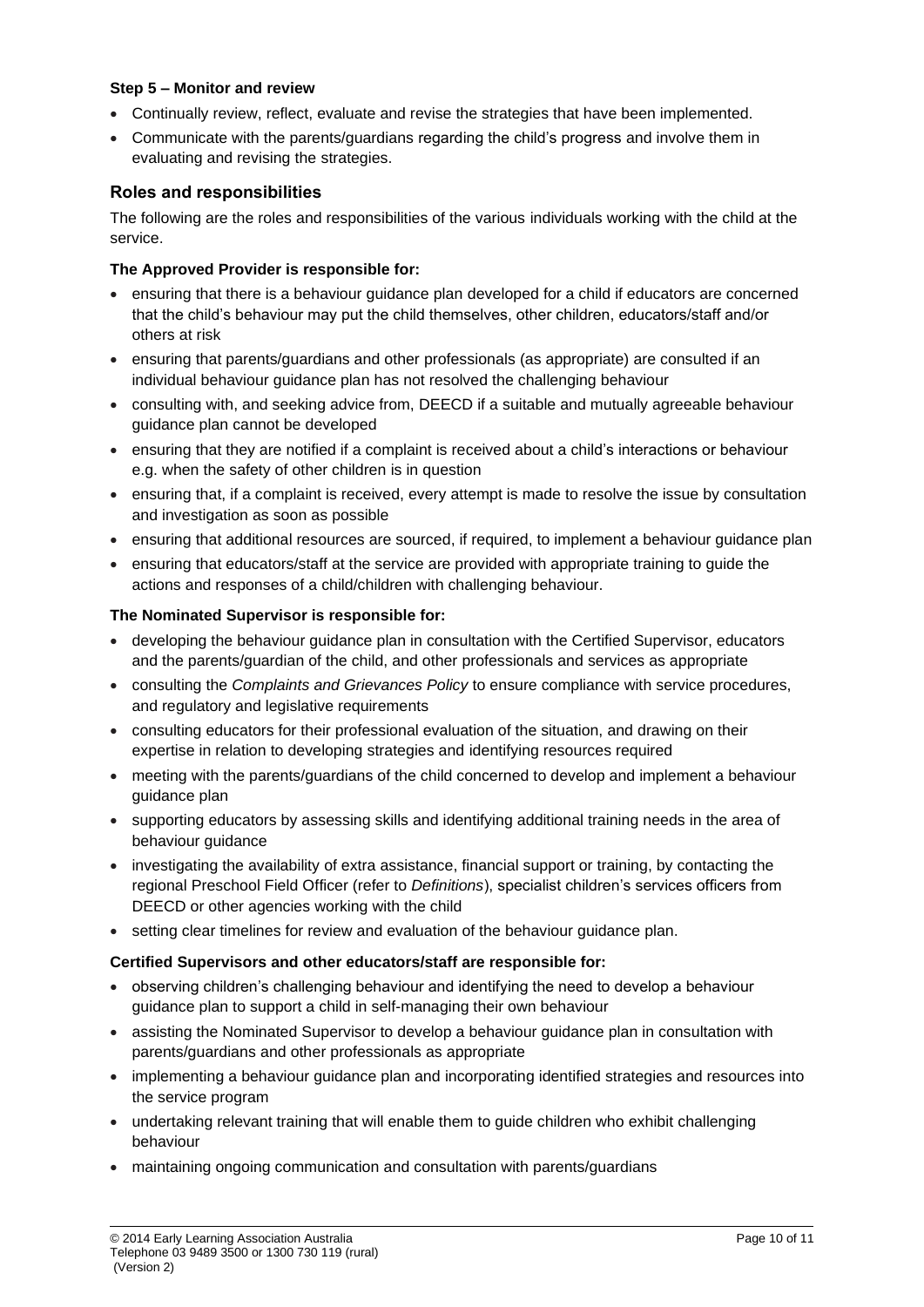**Step 5 – Monitor and review**

- Continually review, reflect, evaluate and revise the strategies that have been implemented.
- Communicate with the parents/guardians regarding the child's progress and involve them in evaluating and revising the strategies.

## Roles and responsibilities

The following are the roles and responsibilities of the various individuals working with the child at the service.

**The Approved Provider is responsible for:**

- ensuring that there is a behaviour guidance plan developed for a child if educators are concerned that the child's behaviour may put the child themselves, other children, educators/staff and/or others at risk
- ensuring that parents/guardians and other professionals (as appropriate) are consulted if an individual behaviour guidance plan has not resolved the challenging behaviour
- consulting with, and seeking advice from, DEECD if a suitable and mutually agreeable behaviour guidance plan cannot be developed
- ensuring that they are notified if a complaint is received about a child's interactions or behaviour e.g. when the safety of other children is in question
- ensuring that, if a complaint is received, every attempt is made to resolve the issue by consultation and investigation as soon as possible
- ensuring that additional resources are sourced, if required, to implement a behaviour guidance plan
- ensuring that educators/staff at the service are provided with appropriate training to guide the actions and responses of a child/children with challenging behaviour.

**The Nominated Supervisor is responsible for:**

- developing the behaviour guidance plan in consultation with the Certified Supervisor, educators and the parents/guardian of the child, and other professionals and services as appropriate
- consulting the *Complaints and Grievances Policy* to ensure compliance with service procedures, and regulatory and legislative requirements
- consulting educators for their professional evaluation of the situation, and drawing on their expertise in relation to developing strategies and identifying resources required
- meeting with the parents/guardians of the child concerned to develop and implement a behaviour guidance plan
- supporting educators by assessing skills and identifying additional training needs in the area of behaviour guidance
- investigating the availability of extra assistance, financial support or training, by contacting the regional Preschool Field Officer (refer to *Definitions*), specialist children's services officers from DEECD or other agencies working with the child
- setting clear timelines for review and evaluation of the behaviour guidance plan.

**Certified Supervisors and other educators/staff are responsible for:**

- observing children's challenging behaviour and identifying the need to develop a behaviour guidance plan to support a child in self-managing their own behaviour
- assisting the Nominated Supervisor to develop a behaviour guidance plan in consultation with parents/guardians and other professionals as appropriate
- implementing a behaviour guidance plan and incorporating identified strategies and resources into the service program
- undertaking relevant training that will enable them to guide children who exhibit challenging behaviour
- maintaining ongoing communication and consultation with parents/guardians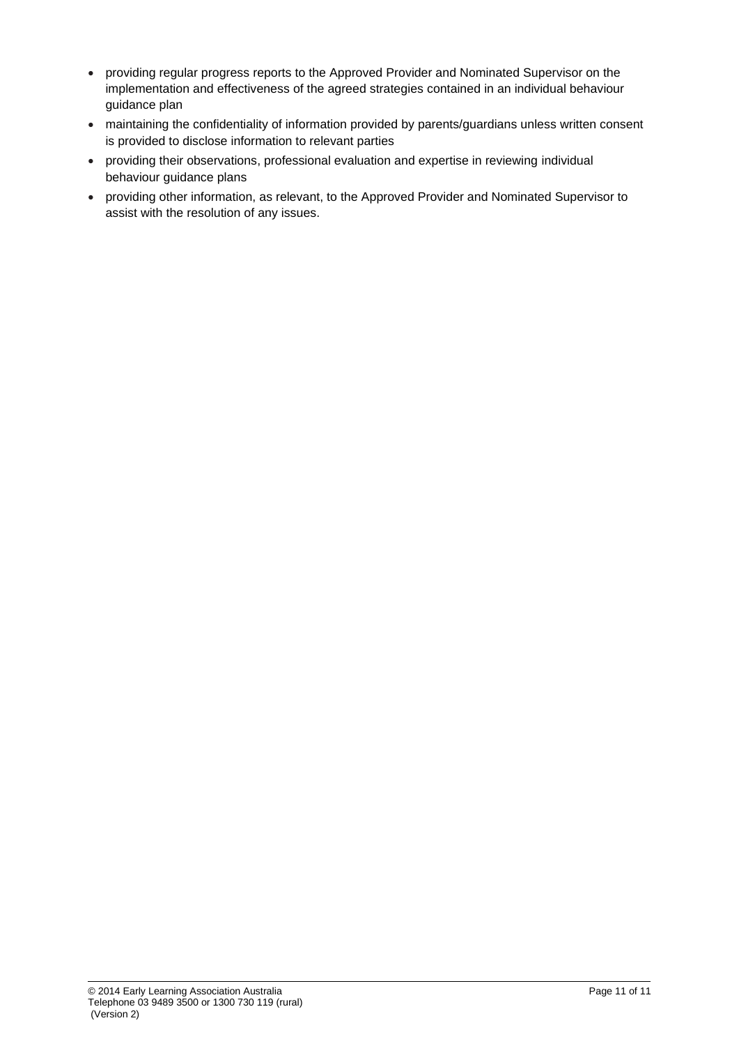- providing regular progress reports to the Approved Provider and Nominated Supervisor on the implementation and effectiveness of the agreed strategies contained in an individual behaviour guidance plan
- maintaining the confidentiality of information provided by parents/guardians unless written consent is provided to disclose information to relevant parties
- providing their observations, professional evaluation and expertise in reviewing individual behaviour guidance plans
- providing other information, as relevant, to the Approved Provider and Nominated Supervisor to assist with the resolution of any issues.